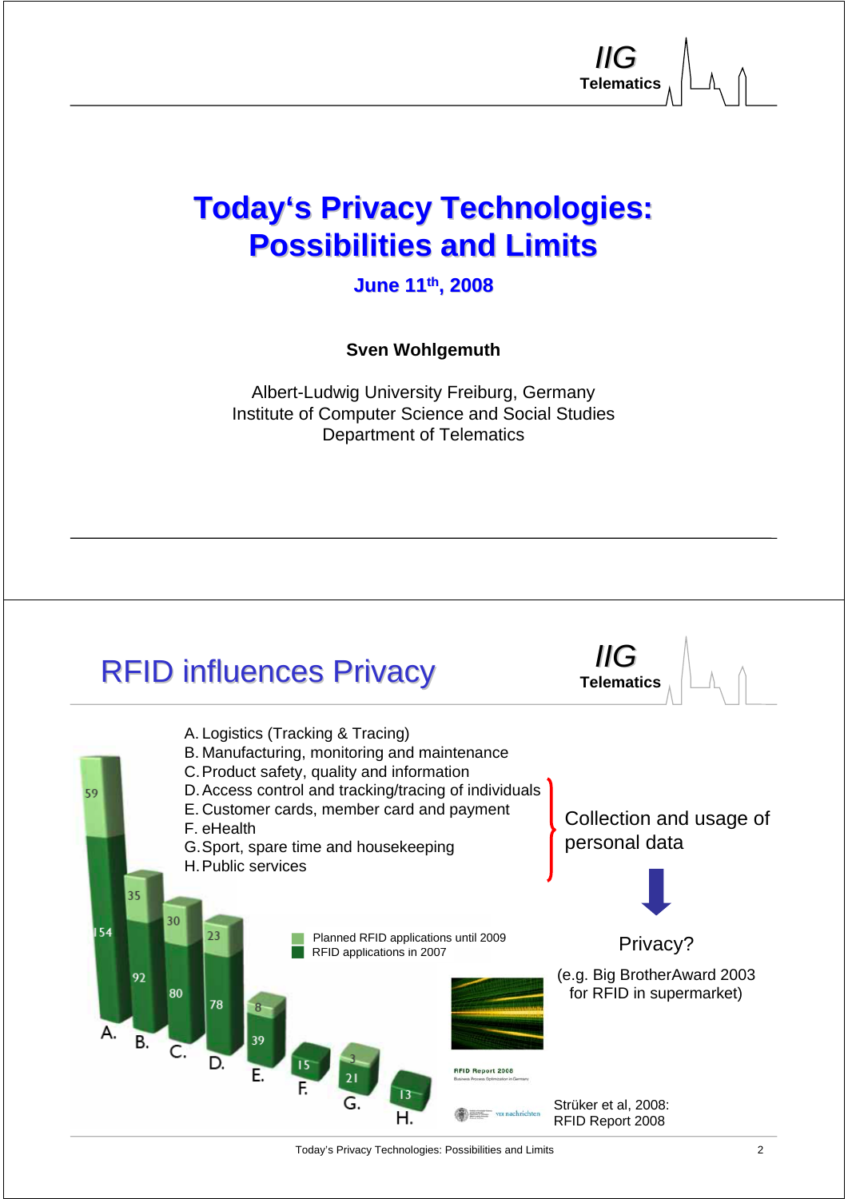# Today's Privacy Technologies: Possibilities and Limits

**June 11th, 2008**

**Sven Wohlgemuth**

Albert-Ludwig University Freiburg, Germany
Institute of Computer Science and Social Studies
Department of Telematics

---

## RFID influences Privacy

A. Logistics (Tracking & Tracing)
B. Manufacturing, monitoring and maintenance
C. Product safety, quality and information
D. Access control and tracking/tracing of individuals
E. Customer cards, member card and payment
F. eHealth
G. Sport, spare time and housekeeping
H. Public services

| | A. | B. | C. | D. | E. | F. | G. | H. |
|---|---|---|---|---|---|---|---|---|
| Planned RFID applications until 2009 | 59 | 35 | 30 | 23 | 8 | | 3 | |
| RFID applications in 2007 | 154 | 92 | 80 | 78 | 39 | 15 | 21 | 13 |

Collection and usage of personal data

Privacy?

(e.g. Big BrotherAward 2003 for RFID in supermarket)

Strüker et al, 2008: RFID Report 2008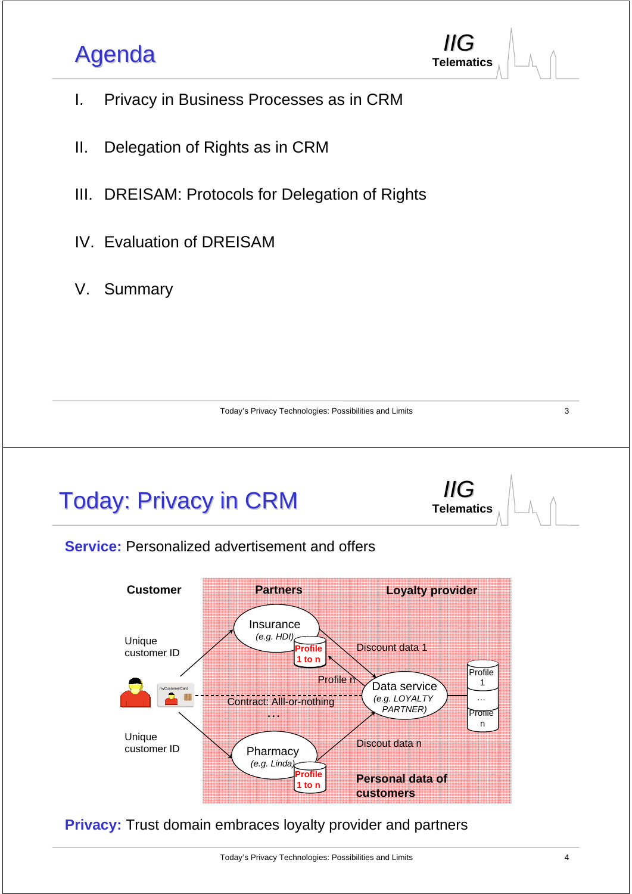# Agenda

I. Privacy in Business Processes as in CRM

II. Delegation of Rights as in CRM

III. DREISAM: Protocols for Delegation of Rights

IV. Evaluation of DREISAM

V. Summary

# Today: Privacy in CRM

**Service:** Personalized advertisement and offers

Customer | Partners | Loyalty provider

Unique customer ID

Insurance (e.g. HDI) — Profile 1 to n

Discount data 1

Profile n

Data service (e.g. LOYALTY PARTNER) — Profile 1 … Profile n

Contract: Alll-or-nothing

…

Unique customer ID

Pharmacy (e.g. Linda) — Profile 1 to n

Discout data n

Personal data of customers

**Privacy:** Trust domain embraces loyalty provider and partners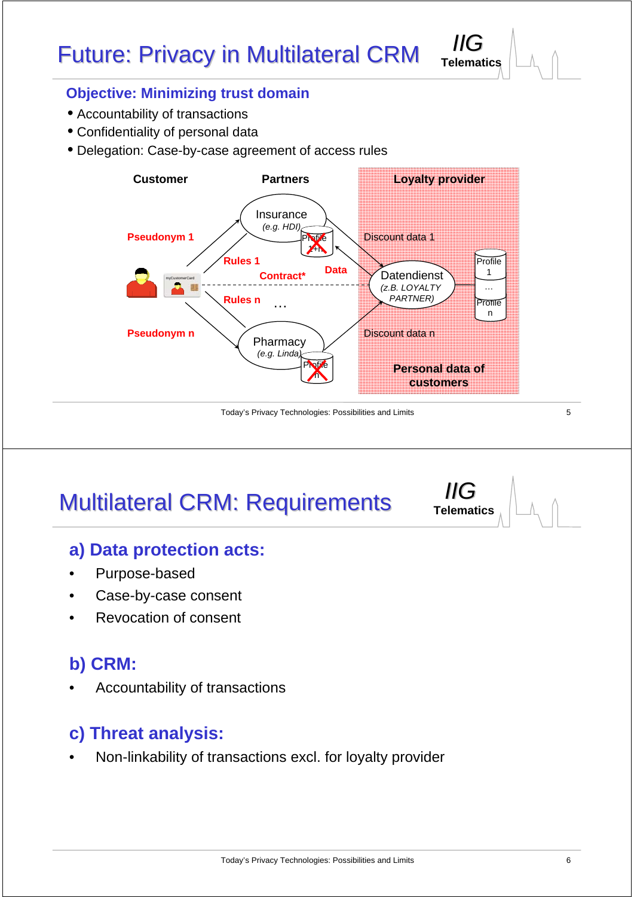# Future: Privacy in Multilateral CRM

IIG Telematics

### Objective: Minimizing trust domain

- Accountability of transactions
- Confidentiality of personal data
- Delegation: Case-by-case agreement of access rules

Customer | Partners | Loyalty provider

Pseudonym 1

Pseudonym n

Rules 1

Contract*

Rules n

Data

Insurance (e.g. HDI)

Profile 1+n

Pharmacy (e.g. Linda)

Profile n

Discount data 1

Discount data n

Datendienst (z.B. LOYALTY PARTNER)

Profile 1 … Profile n

Personal data of customers

# Multilateral CRM: Requirements

IIG Telematics

## a) Data protection acts:

- Purpose-based
- Case-by-case consent
- Revocation of consent

## b) CRM:

- Accountability of transactions

## c) Threat analysis:

- Non-linkability of transactions excl. for loyalty provider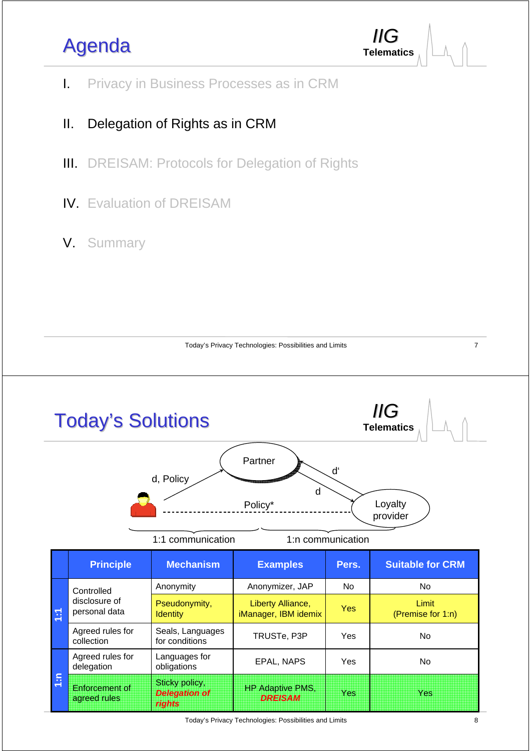# Agenda

I. Privacy in Business Processes as in CRM

II. Delegation of Rights as in CRM

III. DREISAM: Protocols for Delegation of Rights

IV. Evaluation of DREISAM

V. Summary

# Today's Solutions

Partner

d, Policy

d'

d

Policy*

Loyalty provider

1:1 communication

1:n communication

| | Principle | Mechanism | Examples | Pers. | Suitable for CRM |
|---|---|---|---|---|---|
| 1:1 | Controlled disclosure of personal data | Anonymity | Anonymizer, JAP | No | No |
| | | Pseudonymity, Identity | Liberty Alliance, iManager, IBM idemix | Yes | Limit (Premise for 1:n) |
| | Agreed rules for collection | Seals, Languages for conditions | TRUSTe, P3P | Yes | No |
| 1:n | Agreed rules for delegation | Languages for obligations | EPAL, NAPS | Yes | No |
| | Enforcement of agreed rules | Sticky policy, ***Delegation of rights*** | HP Adaptive PMS, ***DREISAM*** | Yes | Yes |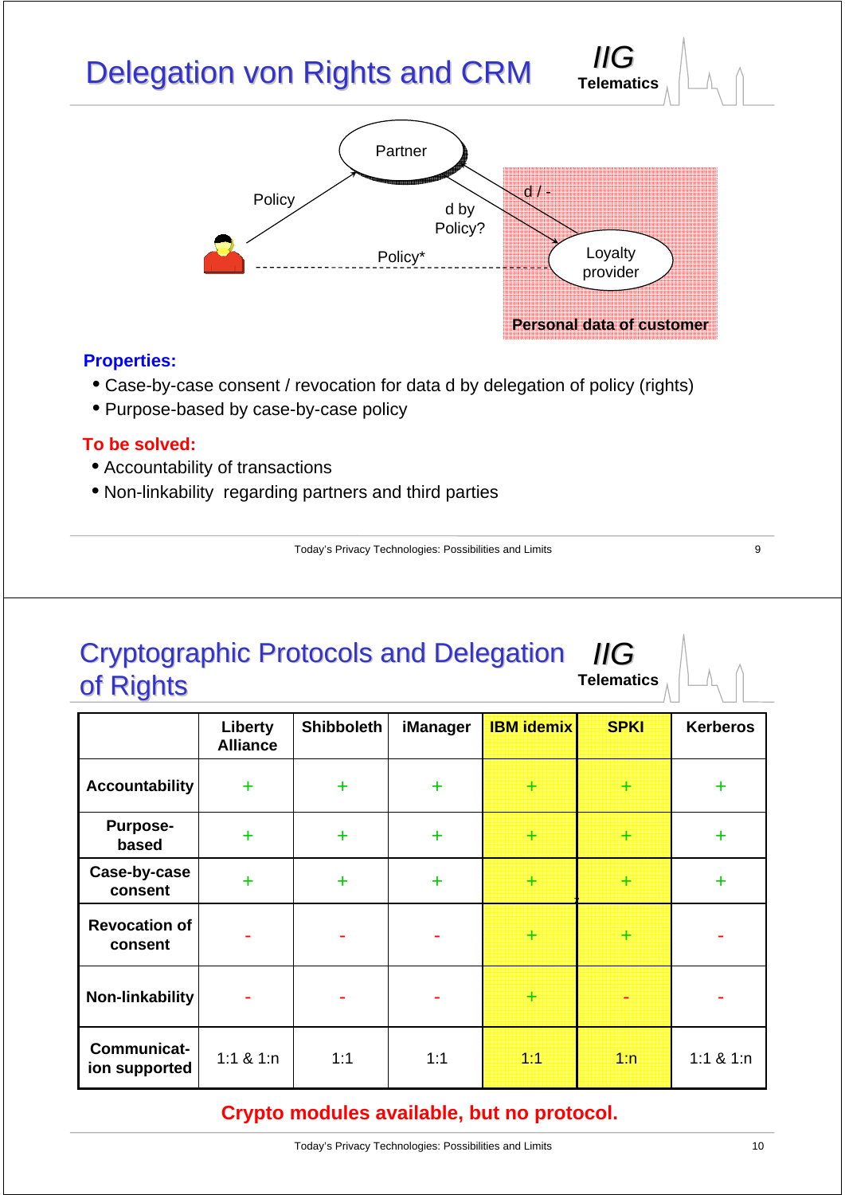# Delegation von Rights and CRM

Partner

Policy

d by Policy?

d / -

Policy*

Loyalty provider

**Personal data of customer**

**Properties:**

- Case-by-case consent / revocation for data d by delegation of policy (rights)
- Purpose-based by case-by-case policy

**To be solved:**

- Accountability of transactions
- Non-linkability regarding partners and third parties

# Cryptographic Protocols and Delegation of Rights

| | Liberty Alliance | Shibboleth | iManager | IBM idemix | SPKI | Kerberos |
|---|---|---|---|---|---|---|
| **Accountability** | + | + | + | + | + | + |
| **Purpose-based** | + | + | + | + | + | + |
| **Case-by-case consent** | + | + | + | + | + | + |
| **Revocation of consent** | - | - | - | + | + | - |
| **Non-linkability** | - | - | - | + | - | - |
| **Communication supported** | 1:1 & 1:n | 1:1 | 1:1 | 1:1 | 1:n | 1:1 & 1:n |

**Crypto modules available, but no protocol.**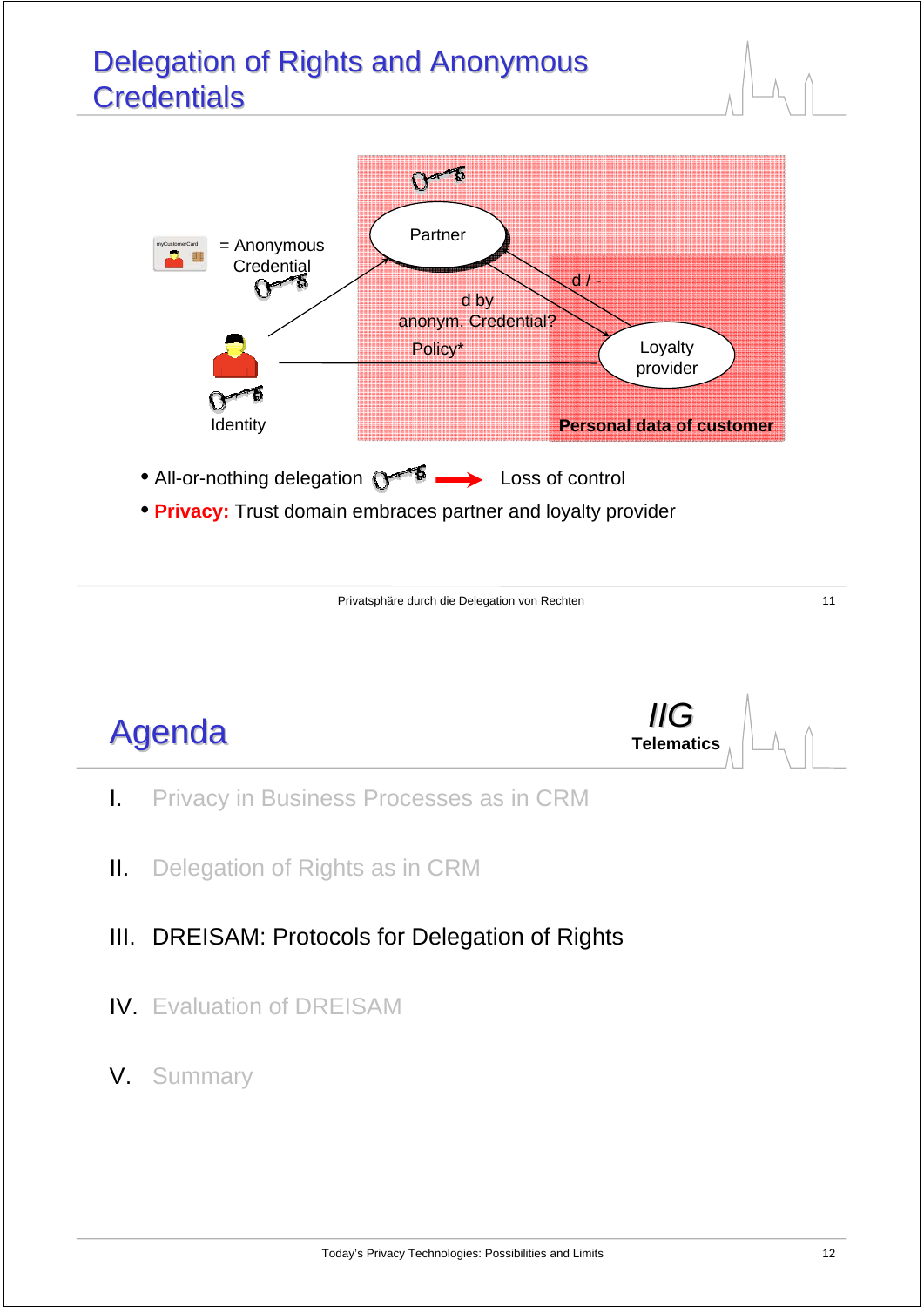# Delegation of Rights and Anonymous Credentials

= Anonymous Credential

Partner

d / -

d by anonym. Credential?

Policy*

Loyalty provider

Identity

Personal data of customer

- All-or-nothing delegation → Loss of control
- **Privacy:** Trust domain embraces partner and loyalty provider

# Agenda

IIG Telematics

I. Privacy in Business Processes as in CRM

II. Delegation of Rights as in CRM

III. DREISAM: Protocols for Delegation of Rights

IV. Evaluation of DREISAM

V. Summary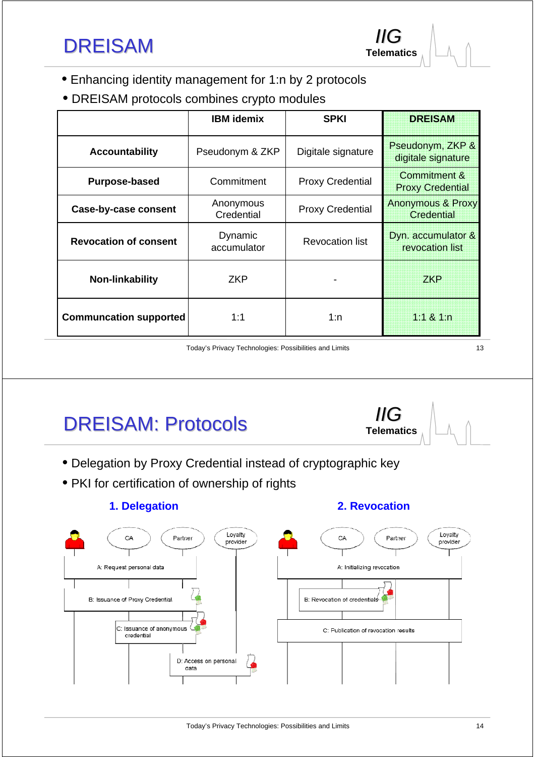# DREISAM

- Enhancing identity management for 1:n by 2 protocols
- DREISAM protocols combines crypto modules

| | IBM idemix | SPKI | DREISAM |
|---|---|---|---|
| **Accountability** | Pseudonym & ZKP | Digitale signature | Pseudonym, ZKP & digitale signature |
| **Purpose-based** | Commitment | Proxy Credential | Commitment & Proxy Credential |
| **Case-by-case consent** | Anonymous Credential | Proxy Credential | Anonymous & Proxy Credential |
| **Revocation of consent** | Dynamic accumulator | Revocation list | Dyn. accumulator & revocation list |
| **Non-linkability** | ZKP | - | ZKP |
| **Communcation supported** | 1:1 | 1:n | 1:1 & 1:n |

# DREISAM: Protocols

- Delegation by Proxy Credential instead of cryptographic key
- PKI for certification of ownership of rights

**1. Delegation**

CA — Partner — Loyalty provider

- A: Request personal data
- B: Issuance of Proxy Credential
- C: Issuance of anonymous credential
- D: Access on personal data

**2. Revocation**

CA — Partner — Loyalty provider

- A: Initializing revocation
- B: Revocation of credentials
- C: Publication of revocation results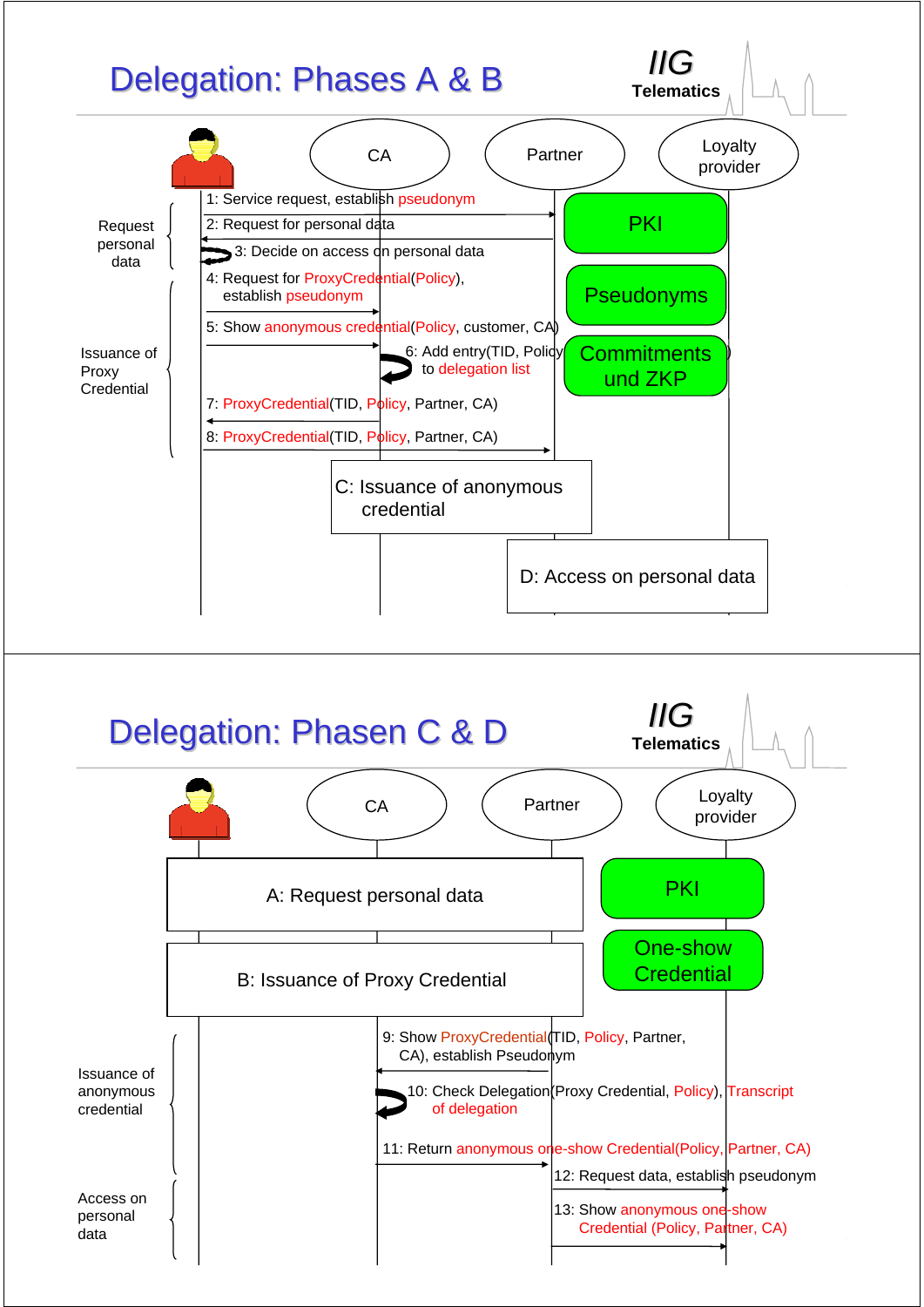# Delegation: Phases A & B

IIG Telematics

Participants: User, CA, Partner, Loyalty provider

**Request personal data**

1: Service request, establish pseudonym

2: Request for personal data

3: Decide on access on personal data

**Issuance of Proxy Credential**

4: Request for ProxyCredential(Policy), establish pseudonym

5: Show anonymous credential(Policy, customer, CA)

6: Add entry(TID, Policy) to delegation list

7: ProxyCredential(TID, Policy, Partner, CA)

8: ProxyCredential(TID, Policy, Partner, CA)

C: Issuance of anonymous credential

D: Access on personal data

- PKI
- Pseudonyms
- Commitments und ZKP

# Delegation: Phasen C & D

IIG Telematics

Participants: User, CA, Partner, Loyalty provider

A: Request personal data

B: Issuance of Proxy Credential

**Issuance of anonymous credential**

9: Show ProxyCredential(TID, Policy, Partner, CA), establish Pseudonym

10: Check Delegation(Proxy Credential, Policy), Transcript of delegation

11: Return anonymous one-show Credential(Policy, Partner, CA)

**Access on personal data**

12: Request data, establish pseudonym

13: Show anonymous one-show Credential (Policy, Partner, CA)

- PKI
- One-show Credential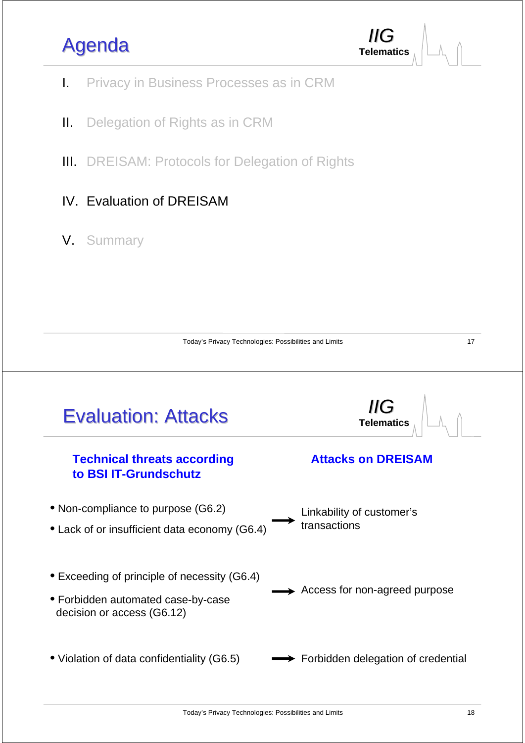# Agenda

I. Privacy in Business Processes as in CRM

II. Delegation of Rights as in CRM

III. DREISAM: Protocols for Delegation of Rights

IV. Evaluation of DREISAM

V. Summary

# Evaluation: Attacks

| Technical threats according to BSI IT-Grundschutz | | Attacks on DREISAM |
| --- | --- | --- |
| • Non-compliance to purpose (G6.2)<br>• Lack of or insufficient data economy (G6.4) | → | Linkability of customer's transactions |
| • Exceeding of principle of necessity (G6.4)<br>• Forbidden automated case-by-case decision or access (G6.12) | → | Access for non-agreed purpose |
| • Violation of data confidentiality (G6.5) | → | Forbidden delegation of credential |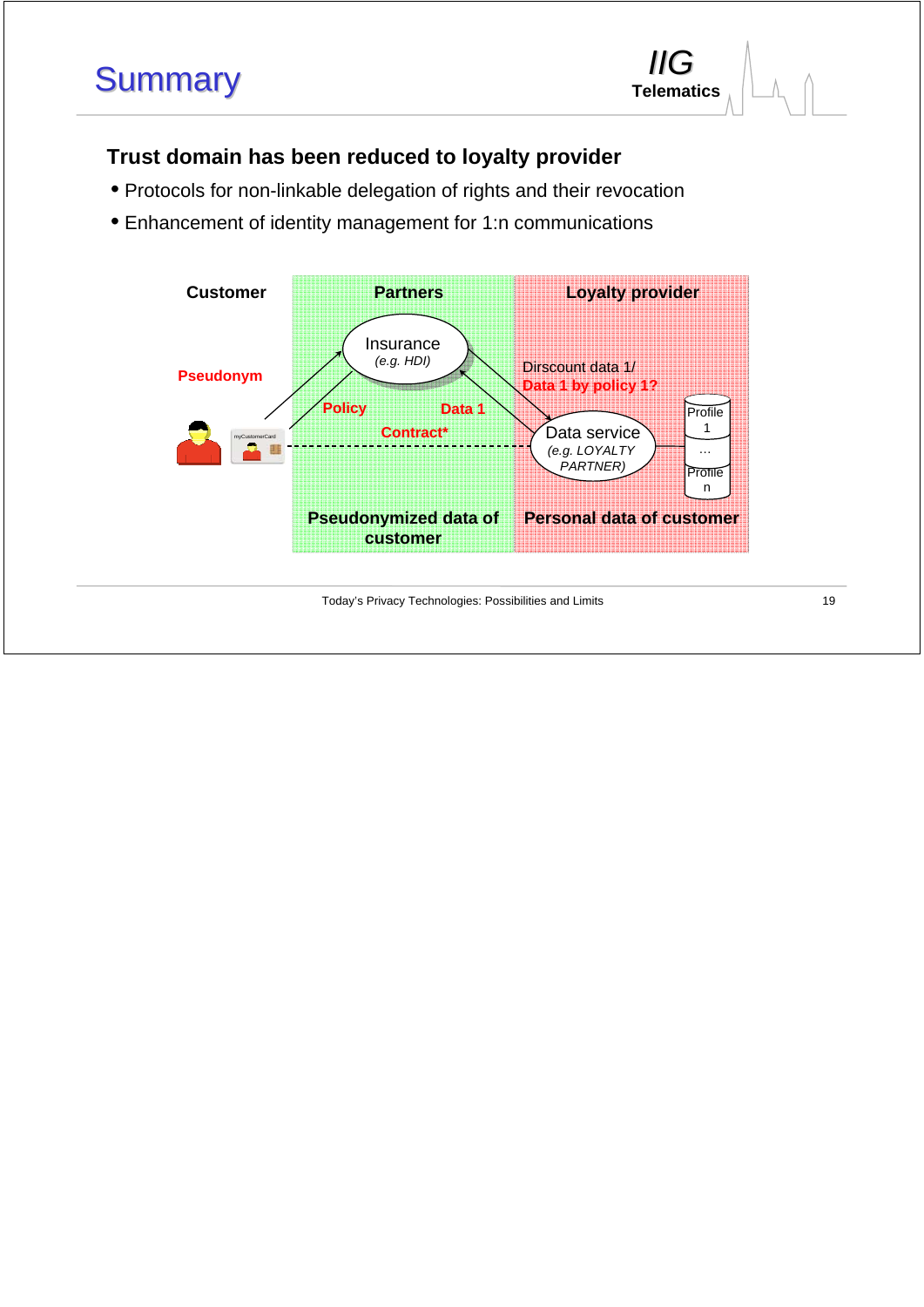# Summary

**Trust domain has been reduced to loyalty provider**

- Protocols for non-linkable delegation of rights and their revocation
- Enhancement of identity management for 1:n communications

Customer

Partners

Loyalty provider

Insurance
*(e.g. HDI)*

Pseudonym

Dirscount data 1/
**Data 1 by policy 1?**

Policy

Data 1

Contract*

Data service
*(e.g. LOYALTY PARTNER)*

Profile 1

…

Profile n

myCustomerCard

**Pseudonymized data of customer**

**Personal data of customer**